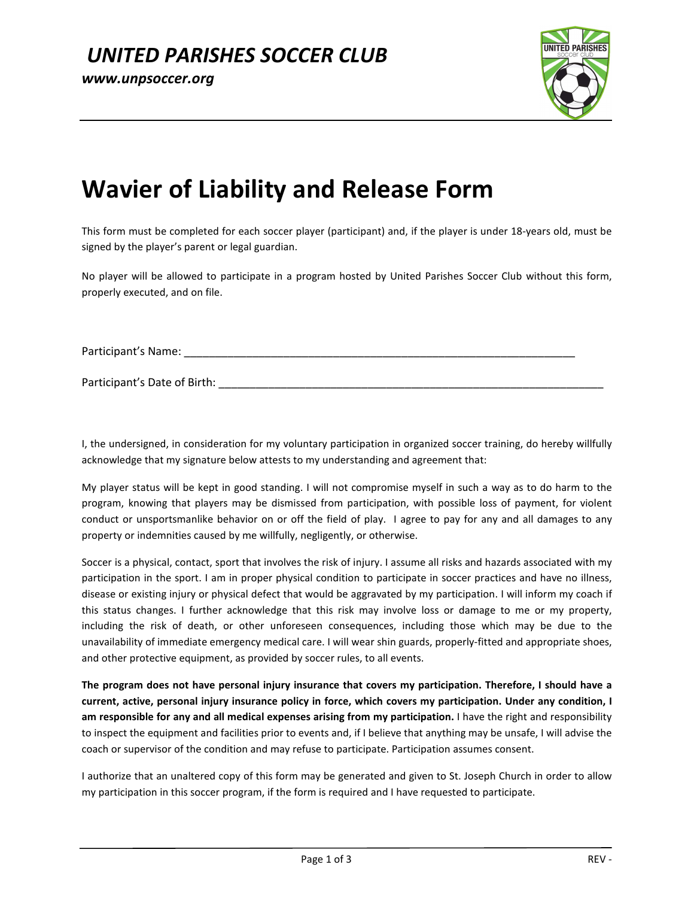# *UNITED PARISHES SOCCER CLUB*

***www.unpsoccer.org***

# Wavier of Liability and Release Form

This form must be completed for each soccer player (participant) and, if the player is under 18-years old, must be signed by the player's parent or legal guardian.

No player will be allowed to participate in a program hosted by United Parishes Soccer Club without this form, properly executed, and on file.

Participant's Name: _______________________________________________________________

Participant's Date of Birth: _______________________________________________________________

I, the undersigned, in consideration for my voluntary participation in organized soccer training, do hereby willfully acknowledge that my signature below attests to my understanding and agreement that:

My player status will be kept in good standing. I will not compromise myself in such a way as to do harm to the program, knowing that players may be dismissed from participation, with possible loss of payment, for violent conduct or unsportsmanlike behavior on or off the field of play. I agree to pay for any and all damages to any property or indemnities caused by me willfully, negligently, or otherwise.

Soccer is a physical, contact, sport that involves the risk of injury. I assume all risks and hazards associated with my participation in the sport. I am in proper physical condition to participate in soccer practices and have no illness, disease or existing injury or physical defect that would be aggravated by my participation. I will inform my coach if this status changes. I further acknowledge that this risk may involve loss or damage to me or my property, including the risk of death, or other unforeseen consequences, including those which may be due to the unavailability of immediate emergency medical care. I will wear shin guards, properly-fitted and appropriate shoes, and other protective equipment, as provided by soccer rules, to all events.

**The program does not have personal injury insurance that covers my participation. Therefore, I should have a current, active, personal injury insurance policy in force, which covers my participation. Under any condition, I am responsible for any and all medical expenses arising from my participation.** I have the right and responsibility to inspect the equipment and facilities prior to events and, if I believe that anything may be unsafe, I will advise the coach or supervisor of the condition and may refuse to participate. Participation assumes consent.

I authorize that an unaltered copy of this form may be generated and given to St. Joseph Church in order to allow my participation in this soccer program, if the form is required and I have requested to participate.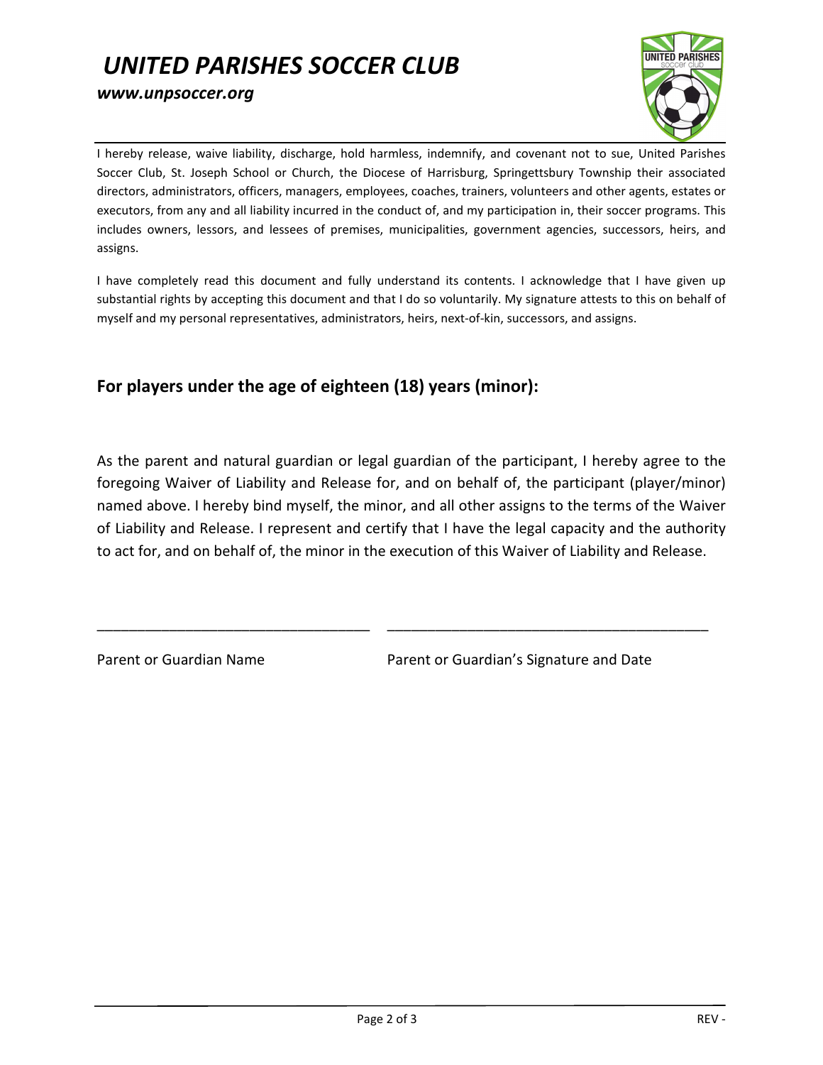# *UNITED PARISHES SOCCER CLUB*

***www.unpsoccer.org***

I hereby release, waive liability, discharge, hold harmless, indemnify, and covenant not to sue, United Parishes Soccer Club, St. Joseph School or Church, the Diocese of Harrisburg, Springettsbury Township their associated directors, administrators, officers, managers, employees, coaches, trainers, volunteers and other agents, estates or executors, from any and all liability incurred in the conduct of, and my participation in, their soccer programs. This includes owners, lessors, and lessees of premises, municipalities, government agencies, successors, heirs, and assigns.

I have completely read this document and fully understand its contents. I acknowledge that I have given up substantial rights by accepting this document and that I do so voluntarily. My signature attests to this on behalf of myself and my personal representatives, administrators, heirs, next-of-kin, successors, and assigns.

## **For players under the age of eighteen (18) years (minor):**

As the parent and natural guardian or legal guardian of the participant, I hereby agree to the foregoing Waiver of Liability and Release for, and on behalf of, the participant (player/minor) named above. I hereby bind myself, the minor, and all other assigns to the terms of the Waiver of Liability and Release. I represent and certify that I have the legal capacity and the authority to act for, and on behalf of, the minor in the execution of this Waiver of Liability and Release.

___________________________________ ________________________________________

Parent or Guardian Name Parent or Guardian's Signature and Date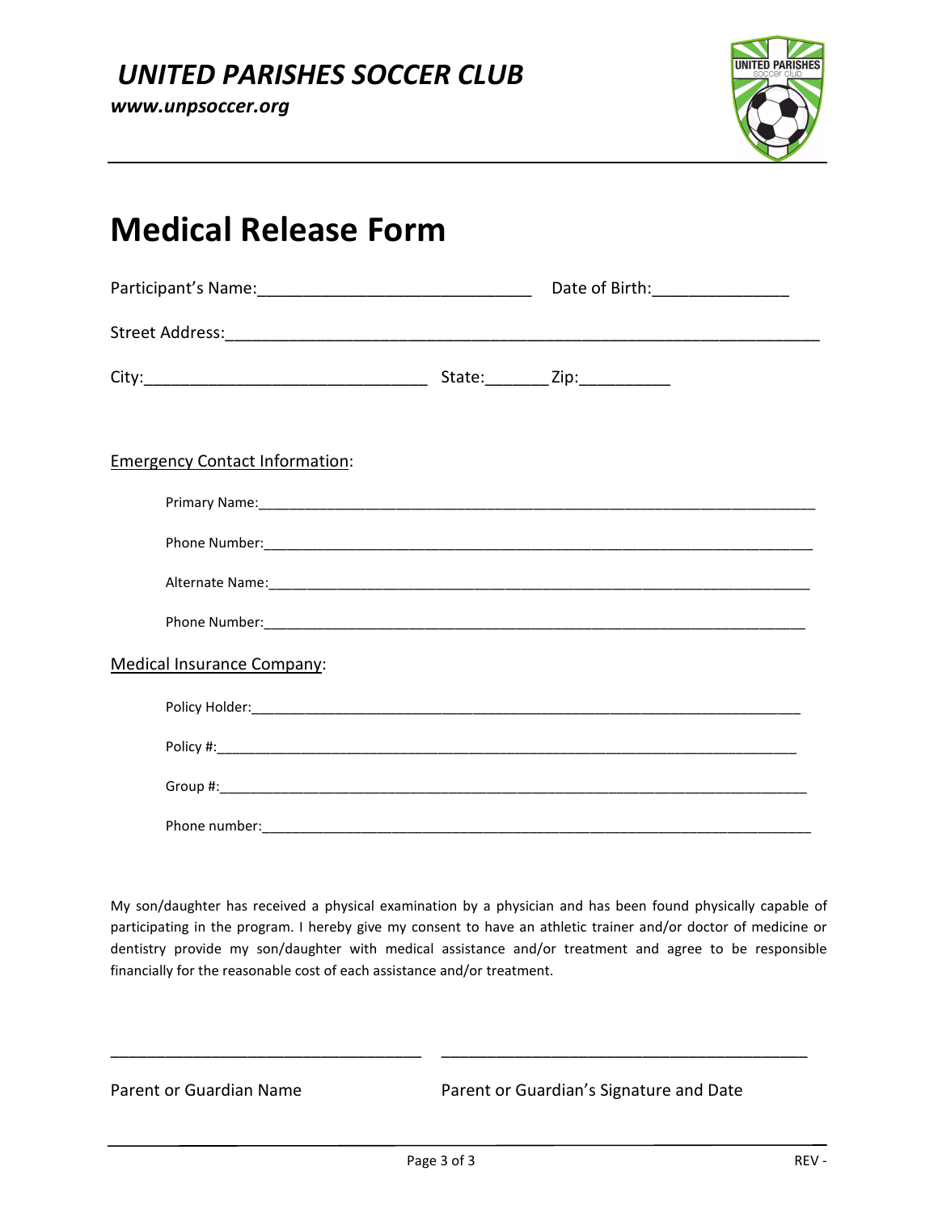# UNITED PARISHES SOCCER CLUB

***www.unpsoccer.org***

# Medical Release Form

Participant's Name:_____________________________ Date of Birth:______________

Street Address:_________________________________________________________________

City:______________________________ State:_______ Zip:__________

Emergency Contact Information:

Primary Name:___________________________________________________________________________

Phone Number:___________________________________________________________________________

Alternate Name:_________________________________________________________________________

Phone Number:___________________________________________________________________________

Medical Insurance Company:

Policy Holder:__________________________________________________________________________

Policy #:_______________________________________________________________________________

Group #:________________________________________________________________________________

Phone number:___________________________________________________________________________

My son/daughter has received a physical examination by a physician and has been found physically capable of participating in the program. I hereby give my consent to have an athletic trainer and/or doctor of medicine or dentistry provide my son/daughter with medical assistance and/or treatment and agree to be responsible financially for the reasonable cost of each assistance and/or treatment.

___________________________________ ________________________________________

Parent or Guardian Name Parent or Guardian's Signature and Date

REV -